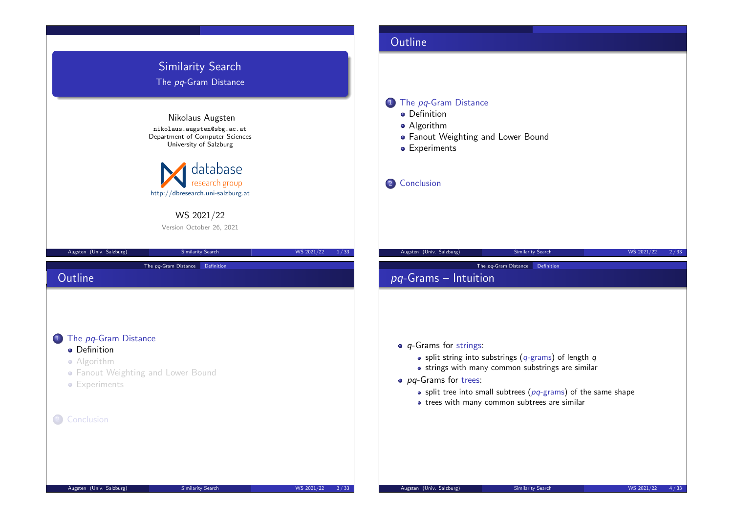# Similarity Search

## The *pq*-Gram Distance

Nikolaus Augsten

nikolaus.augsten@sbg.ac.at
Department of Computer Sciences
University of Salzburg

database research group
http://dbresearch.uni-salzburg.at

WS 2021/22

Version October 26, 2021

## Outline

1. The *pq*-Gram Distance
   - Definition
   - Algorithm
   - Fanout Weighting and Lower Bound
   - Experiments
2. Conclusion

## Outline

1. The *pq*-Gram Distance
   - Definition
   - Algorithm
   - Fanout Weighting and Lower Bound
   - Experiments
2. Conclusion

## *pq*-Grams – Intuition

- *q*-Grams for strings:
  - split string into substrings (*q*-grams) of length *q*
  - strings with many common substrings are similar
- *pq*-Grams for trees:
  - split tree into small subtrees (*pq*-grams) of the same shape
  - trees with many common subtrees are similar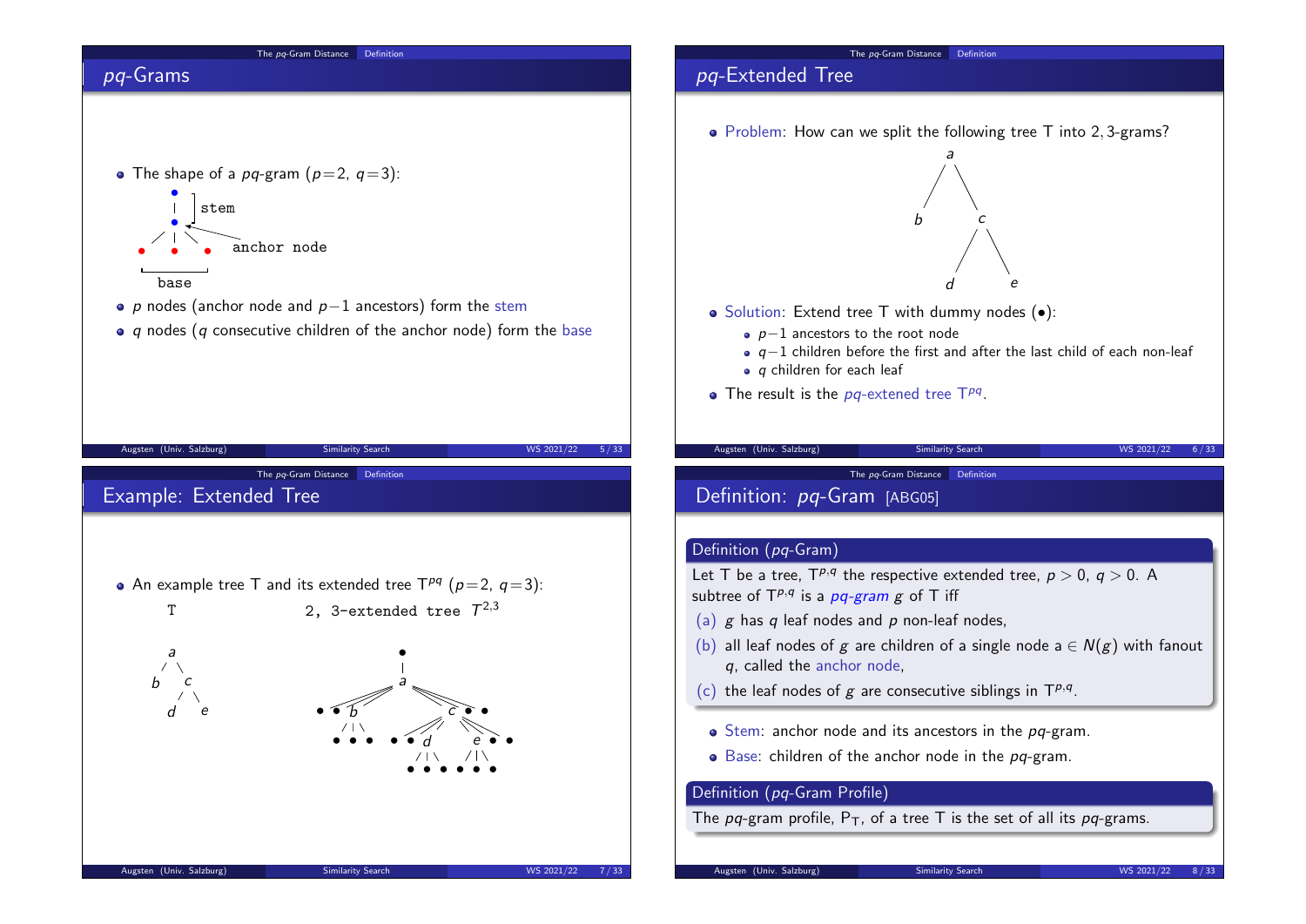## pq-Grams

- The shape of a *pq*-gram ($p$=2, $q$=3):

```
        •
        |  ] stem
        • <------
      / | \       anchor node
     •  •  •
     |_____|
      base
```

- $p$ nodes (anchor node and $p-1$ ancestors) form the stem
- $q$ nodes ($q$ consecutive children of the anchor node) form the base

## pq-Extended Tree

- Problem: How can we split the following tree T into 2, 3-grams?

```
      a
     / \
    b   c
       / \
      d   e
```

- Solution: Extend tree T with dummy nodes (•):
  - $p-1$ ancestors to the root node
  - $q-1$ children before the first and after the last child of each non-leaf
  - $q$ children for each leaf
- The result is the *pq*-extened tree $T^{pq}$.

## Example: Extended Tree

- An example tree T and its extended tree $T^{pq}$ ($p$=2, $q$=3):

```
T                      2, 3-extended tree T^{2,3}

   a                              •
  / \                             |
 b   c                            a
    / \                 • • b           c • •
   d   e                   /|\      • • d    e • •
                          • • •        /|\  /|\
                                       • • • • • •
```

## Definition: *pq*-Gram [ABG05]

**Definition (*pq*-Gram)**

Let T be a tree, $T^{p,q}$ the respective extended tree, $p > 0$, $q > 0$. A subtree of $T^{p,q}$ is a *pq-gram* $g$ of T iff

(a) $g$ has $q$ leaf nodes and $p$ non-leaf nodes,

(b) all leaf nodes of $g$ are children of a single node $a \in N(g)$ with fanout $q$, called the anchor node,

(c) the leaf nodes of $g$ are consecutive siblings in $T^{p,q}$.

- Stem: anchor node and its ancestors in the *pq*-gram.
- Base: children of the anchor node in the *pq*-gram.

**Definition (*pq*-Gram Profile)**

The *pq*-gram profile, $P_T$, of a tree T is the set of all its *pq*-grams.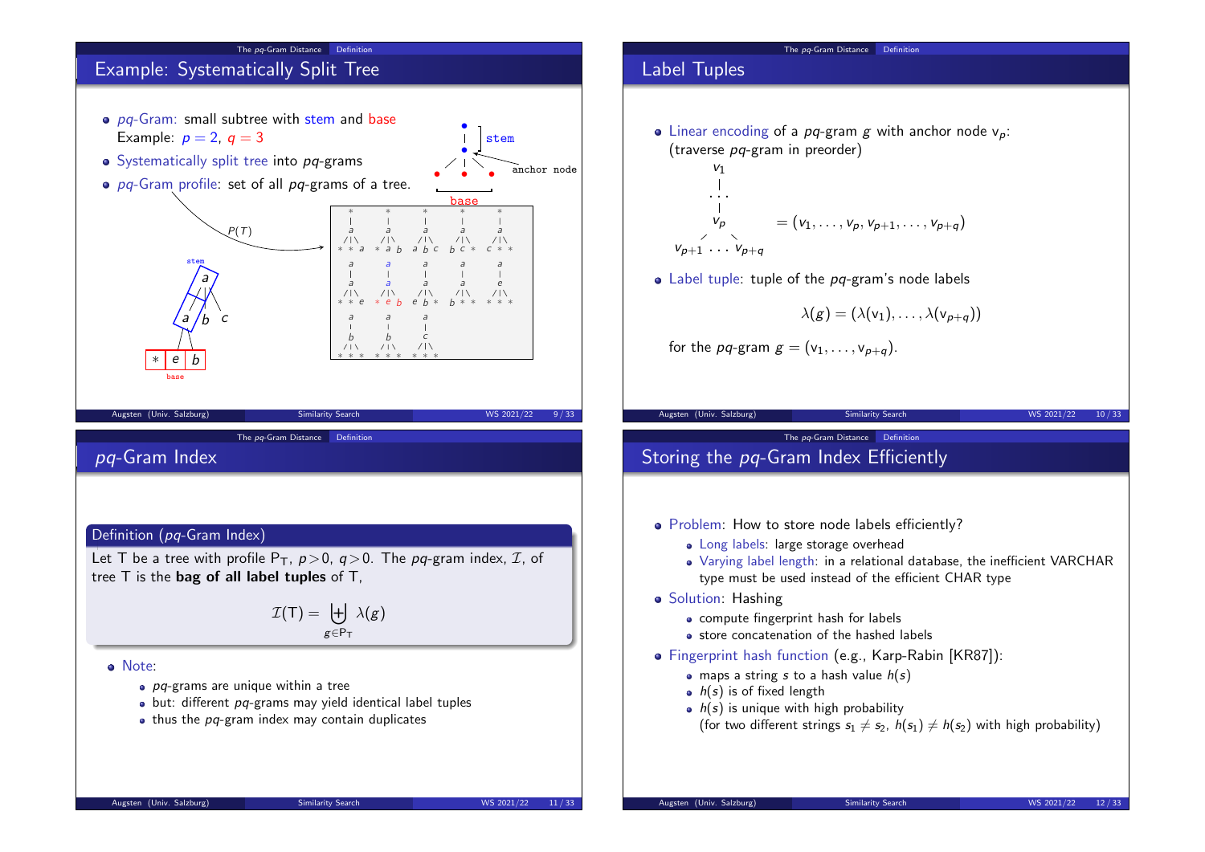## Example: Systematically Split Tree

- *pq*-Gram: small subtree with stem and base
  Example: $p = 2$, $q = 3$
- Systematically split tree into *pq*-grams
- *pq*-Gram profile: set of all *pq*-grams of a tree.

## Label Tuples

- Linear encoding of a *pq*-gram $g$ with anchor node $v_p$: (traverse *pq*-gram in preorder)

$$= (v_1, \ldots, v_p, v_{p+1}, \ldots, v_{p+q})$$

- Label tuple: tuple of the *pq*-gram's node labels

$$\lambda(g) = (\lambda(v_1), \ldots, \lambda(v_{p+q}))$$

for the *pq*-gram $g = (v_1, \ldots, v_{p+q})$.

## *pq*-Gram Index

**Definition (*pq*-Gram Index)**

Let T be a tree with profile $P_T$, $p > 0$, $q > 0$. The *pq*-gram index, $\mathcal{I}$, of tree T is the **bag of all label tuples** of T,

$$\mathcal{I}(T) = \biguplus_{g \in P_T} \lambda(g)$$

- Note:
  - *pq*-grams are unique within a tree
  - but: different *pq*-grams may yield identical label tuples
  - thus the *pq*-gram index may contain duplicates

## Storing the *pq*-Gram Index Efficiently

- Problem: How to store node labels efficiently?
  - Long labels: large storage overhead
  - Varying label length: in a relational database, the inefficient VARCHAR type must be used instead of the efficient CHAR type
- Solution: Hashing
  - compute fingerprint hash for labels
  - store concatenation of the hashed labels
- Fingerprint hash function (e.g., Karp-Rabin [KR87]):
  - maps a string $s$ to a hash value $h(s)$
  - $h(s)$ is of fixed length
  - $h(s)$ is unique with high probability
    (for two different strings $s_1 \neq s_2$, $h(s_1) \neq h(s_2)$ with high probability)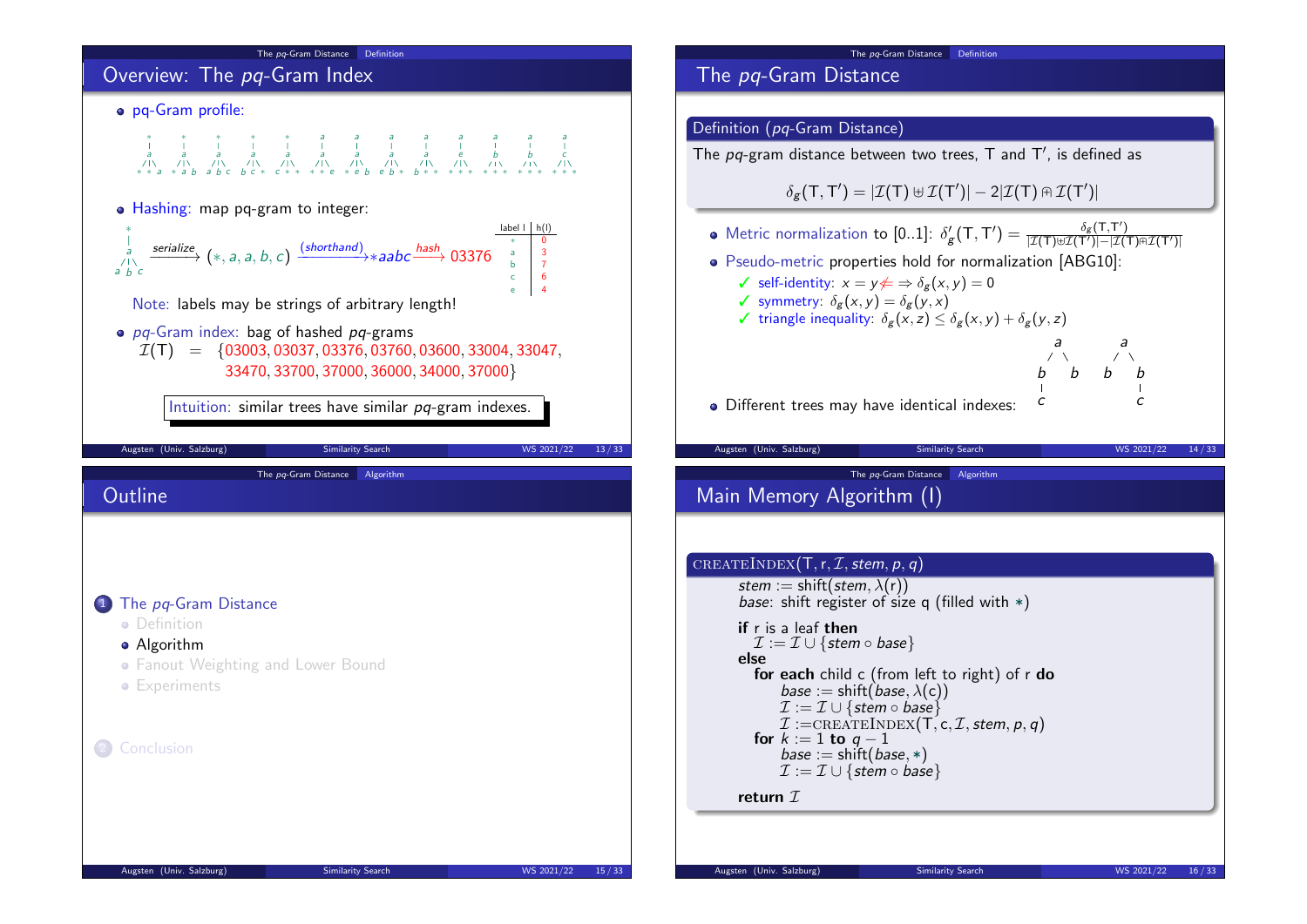## Overview: The *pq*-Gram Index

- pq-Gram profile:

```
 *    *    *    *    *    a    a    a    a    a    a    a    a
 |    |    |    |    |    |    |    |    |    |    |    |    |
 a    a    a    a    a    a    a    a    a    e    b    b    c
/|\  /|\  /|\  /|\  /|\  /|\  /|\  /|\  /|\  /|\  /|\  /|\  /|\
**a  *ab  abc  bc*  c**  **e  *eb  eb*  b**  ***  ***  ***  ***
```

- Hashing: map pq-gram to integer:

$(*, a, a, b, c)$ —serialize→ $(*, a, a, b, c)$ —(shorthand)→ $*aabc$ —hash→ 03376

| label l | h(l) |
|---|---|
| * | 0 |
| a | 3 |
| b | 7 |
| c | 6 |
| e | 4 |

Note: labels may be strings of arbitrary length!

- *pq*-Gram index: bag of hashed *pq*-grams

$\mathcal{I}(T) = \{03003, 03037, 03376, 03760, 03600, 33004, 33047, 33470, 33700, 37000, 36000, 34000, 37000\}$

Intuition: similar trees have similar *pq*-gram indexes.

## The *pq*-Gram Distance

**Definition (*pq*-Gram Distance)**

The *pq*-gram distance between two trees, T and T′, is defined as

$$\delta_g(T, T') = |\mathcal{I}(T) \uplus \mathcal{I}(T')| - 2|\mathcal{I}(T) \Cap \mathcal{I}(T')|$$

- Metric normalization to [0..1]: $\delta'_g(T, T') = \frac{\delta_g(T,T')}{|\mathcal{I}(T) \uplus \mathcal{I}(T')| - |\mathcal{I}(T) \Cap \mathcal{I}(T')|}$
- Pseudo-metric properties hold for normalization [ABG10]:
  - ✓ self-identity: $x = y \not\Leftarrow \Rightarrow \delta_g(x, y) = 0$
  - ✓ symmetry: $\delta_g(x, y) = \delta_g(y, x)$
  - ✓ triangle inequality: $\delta_g(x, z) \leq \delta_g(x, y) + \delta_g(y, z)$
- Different trees may have identical indexes:

```
  a        a
 / \      / \
b   b    b   b
|            |
c            c
```

## Outline

1. The *pq*-Gram Distance
   - Definition
   - Algorithm
   - Fanout Weighting and Lower Bound
   - Experiments
2. Conclusion

## Main Memory Algorithm (I)

```
CREATEINDEX(T, r, I, stem, p, q)
    stem := shift(stem, λ(r))
    base: shift register of size q (filled with *)

    if r is a leaf then
        I := I ∪ {stem ∘ base}
    else
        for each child c (from left to right) of r do
            base := shift(base, λ(c))
            I := I ∪ {stem ∘ base}
            I := CREATEINDEX(T, c, I, stem, p, q)
        for k := 1 to q − 1
            base := shift(base, *)
            I := I ∪ {stem ∘ base}

    return I
```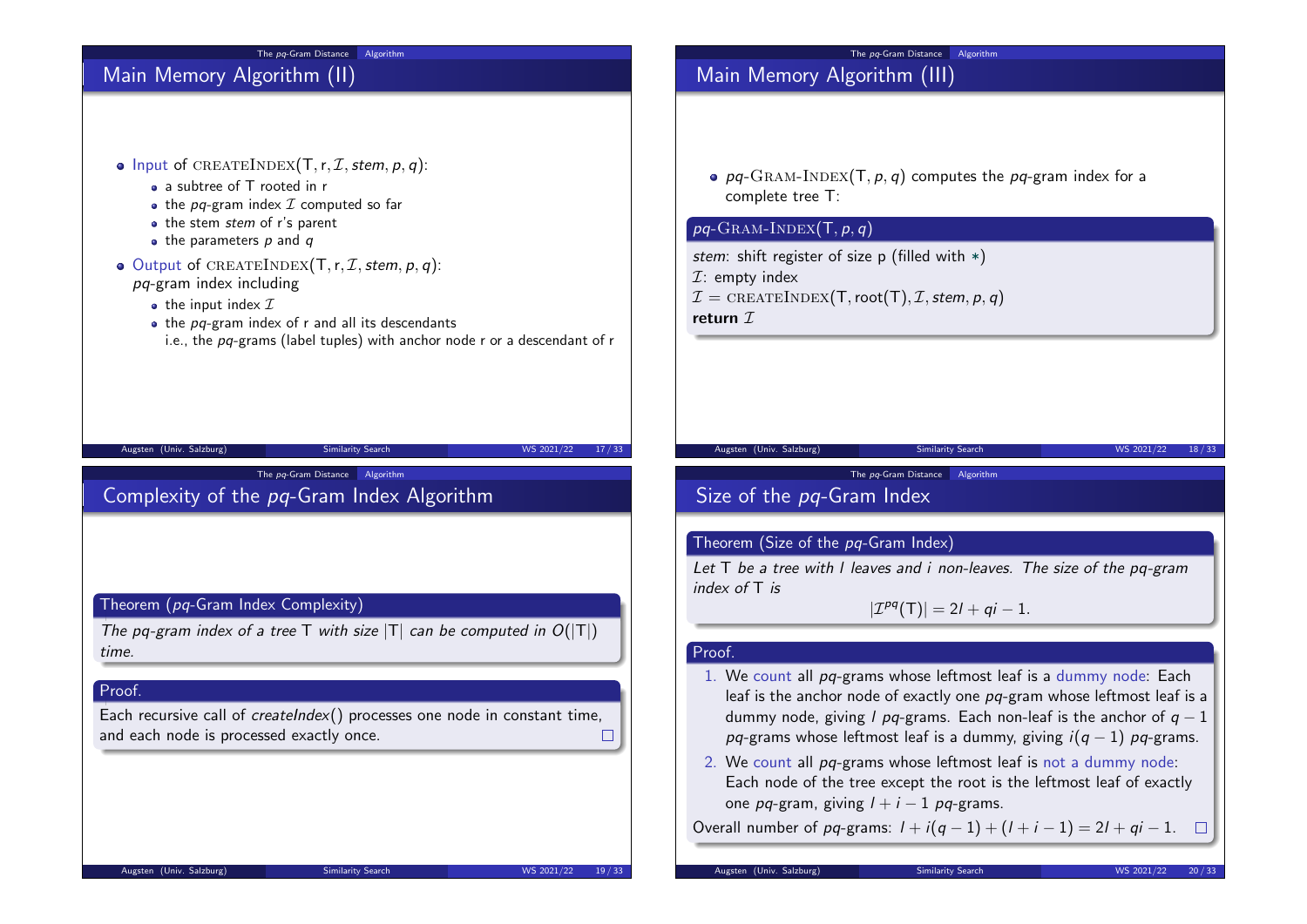## Main Memory Algorithm (II)

- Input of $\text{CREATEINDEX}(\mathsf{T}, \mathsf{r}, \mathcal{I}, stem, p, q)$:
  - a subtree of T rooted in r
  - the *pq*-gram index $\mathcal{I}$ computed so far
  - the stem *stem* of r's parent
  - the parameters $p$ and $q$
- Output of $\text{CREATEINDEX}(\mathsf{T}, \mathsf{r}, \mathcal{I}, stem, p, q)$:
  *pq*-gram index including
  - the input index $\mathcal{I}$
  - the *pq*-gram index of r and all its descendants
    i.e., the *pq*-grams (label tuples) with anchor node r or a descendant of r

## Main Memory Algorithm (III)

- *pq*-$\text{GRAM-INDEX}(\mathsf{T}, p, q)$ computes the *pq*-gram index for a complete tree T:

**$pq$-$\text{GRAM-INDEX}(\mathsf{T}, p, q)$**

*stem*: shift register of size p (filled with $*$)
$\mathcal{I}$: empty index
$\mathcal{I} = \text{CREATEINDEX}(\mathsf{T}, \text{root}(\mathsf{T}), \mathcal{I}, stem, p, q)$
**return** $\mathcal{I}$

## Complexity of the *pq*-Gram Index Algorithm

**Theorem (*pq*-Gram Index Complexity)**

*The pq-gram index of a tree* T *with size* $|\mathsf{T}|$ *can be computed in* $O(|\mathsf{T}|)$ *time.*

**Proof.**

Each recursive call of *createIndex*() processes one node in constant time, and each node is processed exactly once. □

## Size of the *pq*-Gram Index

**Theorem (Size of the *pq*-Gram Index)**

*Let* T *be a tree with* $l$ *leaves and* $i$ *non-leaves. The size of the pq-gram index of* T *is*

$$|\mathcal{I}^{pq}(\mathsf{T})| = 2l + qi - 1.$$

**Proof.**

1. We count all *pq*-grams whose leftmost leaf is a dummy node: Each leaf is the anchor node of exactly one *pq*-gram whose leftmost leaf is a dummy node, giving $l$ *pq*-grams. Each non-leaf is the anchor of $q - 1$ *pq*-grams whose leftmost leaf is a dummy, giving $i(q - 1)$ *pq*-grams.
2. We count all *pq*-grams whose leftmost leaf is not a dummy node: Each node of the tree except the root is the leftmost leaf of exactly one *pq*-gram, giving $l + i - 1$ *pq*-grams.

Overall number of *pq*-grams: $l + i(q - 1) + (l + i - 1) = 2l + qi - 1$. □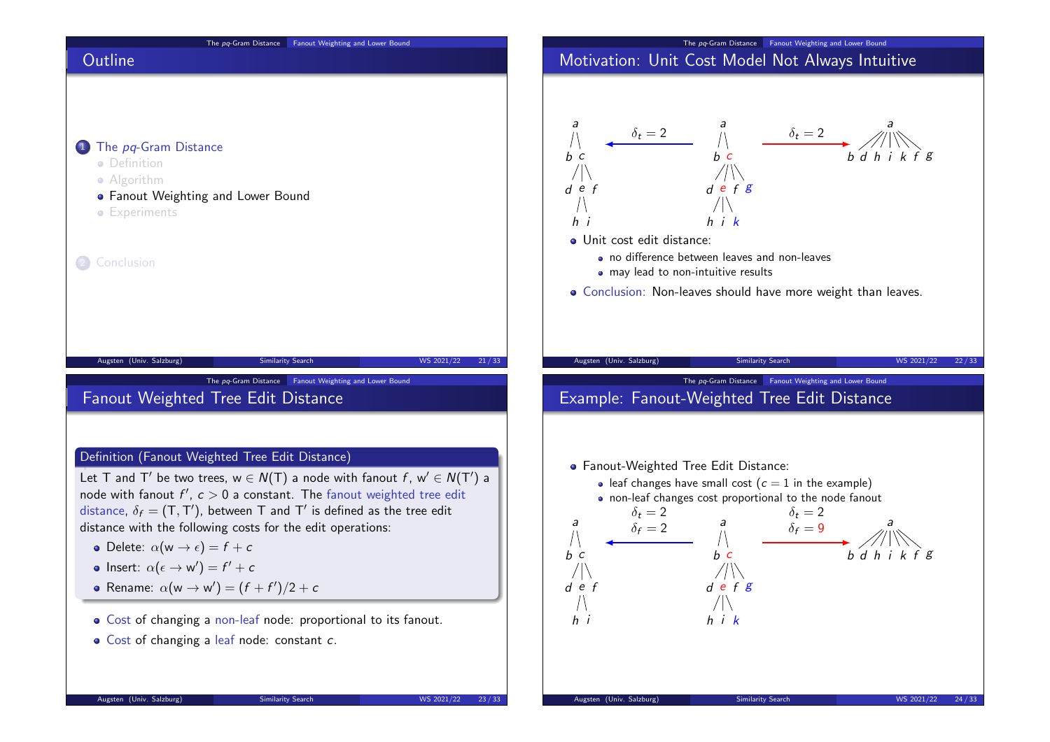## Outline

1. The *pq*-Gram Distance
   - Definition
   - Algorithm
   - Fanout Weighting and Lower Bound
   - Experiments
2. Conclusion

## Motivation: Unit Cost Model Not Always Intuitive

```
 a                          a                              a
 /\      δt = 2             /\        δt = 2      //|||\\
b  c    <--------          b  c      -------->   b d h i k f g
  /|\                        /|\ \
 d e f                      d e f g
   /\                        /|\
  h  i                      h i k
```

- Unit cost edit distance:
  - no difference between leaves and non-leaves
  - may lead to non-intuitive results
- Conclusion: Non-leaves should have more weight than leaves.

## Fanout Weighted Tree Edit Distance

**Definition (Fanout Weighted Tree Edit Distance)**

Let T and T′ be two trees, $w \in N(T)$ a node with fanout $f$, $w' \in N(T')$ a node with fanout $f'$, $c > 0$ a constant. The fanout weighted tree edit distance, $\delta_f = (T, T')$, between T and T′ is defined as the tree edit distance with the following costs for the edit operations:

- Delete: $\alpha(w \to \epsilon) = f + c$
- Insert: $\alpha(\epsilon \to w') = f' + c$
- Rename: $\alpha(w \to w') = (f + f')/2 + c$

- Cost of changing a non-leaf node: proportional to its fanout.
- Cost of changing a leaf node: constant $c$.

## Example: Fanout-Weighted Tree Edit Distance

- Fanout-Weighted Tree Edit Distance:
  - leaf changes have small cost ($c = 1$ in the example)
  - non-leaf changes cost proportional to the node fanout

```
 a          δt = 2          a             δt = 2               a
 /\         δf = 2          /\            δf = 9       //|||\\
b  c      <--------        b  c         -------->     b d h i k f g
  /|\                        /|\ \
 d e f                      d e f g
   /\                        /|\
  h  i                      h i k
```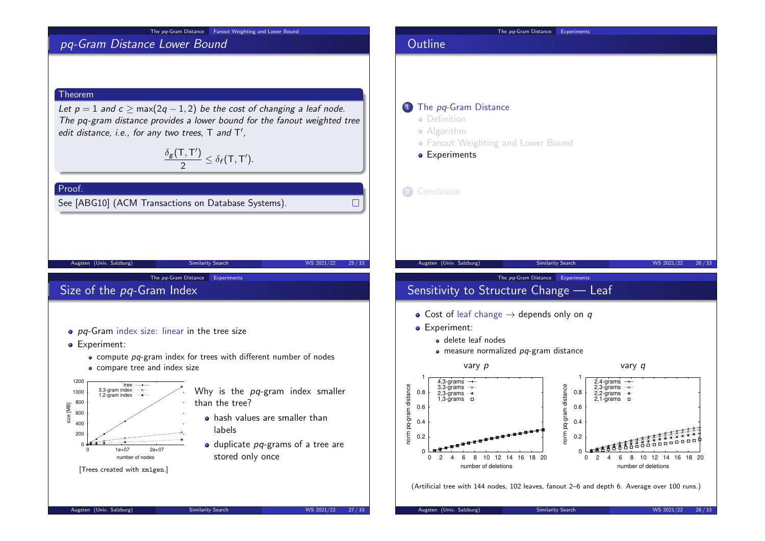## pq-Gram Distance Lower Bound

**Theorem**

*Let $p = 1$ and $c \geq \max(2q - 1, 2)$ be the cost of changing a leaf node. The pq-gram distance provides a lower bound for the fanout weighted tree edit distance, i.e., for any two trees, $\mathsf{T}$ and $\mathsf{T}'$,*

$$\frac{\delta_g(\mathsf{T}, \mathsf{T}')}{2} \leq \delta_f(\mathsf{T}, \mathsf{T}').$$

**Proof.**

See [ABG10] (ACM Transactions on Database Systems). □

## Outline

1. The *pq*-Gram Distance
   - Definition
   - Algorithm
   - Fanout Weighting and Lower Bound
   - Experiments
2. Conclusion

## Size of the *pq*-Gram Index

- *pq*-Gram index size: linear in the tree size
- Experiment:
  - compute *pq*-gram index for trees with different number of nodes
  - compare tree and index size

[Trees created with `xmlgen`.]

Why is the *pq*-gram index smaller than the tree?

- hash values are smaller than labels
- duplicate *pq*-grams of a tree are stored only once

## Sensitivity to Structure Change — Leaf

- Cost of leaf change → depends only on $q$
- Experiment:
  - delete leaf nodes
  - measure normalized *pq*-gram distance

(Artificial tree with 144 nodes, 102 leaves, fanout 2–6 and depth 6. Average over 100 runs.)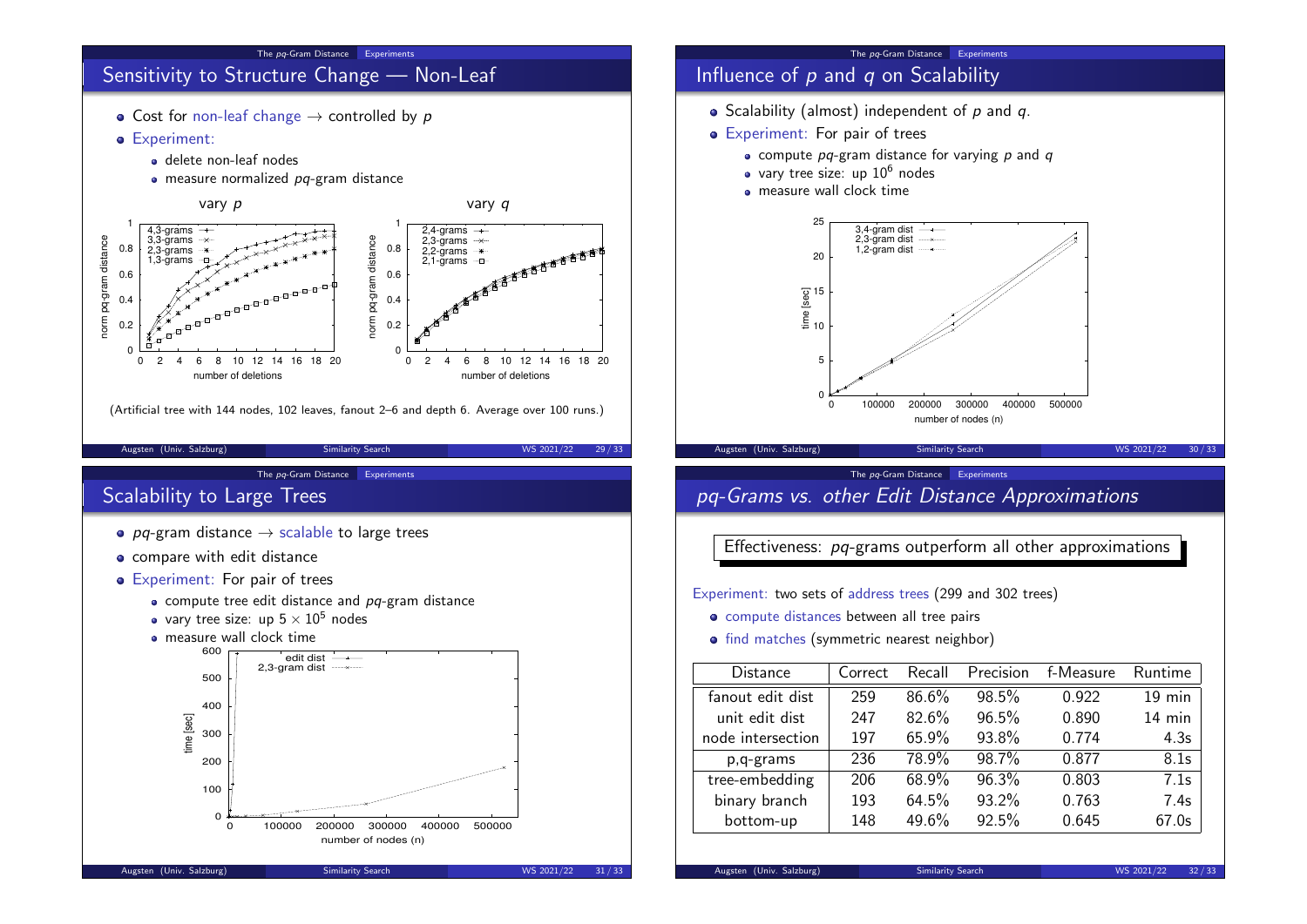## Sensitivity to Structure Change — Non-Leaf

- Cost for non-leaf change → controlled by $p$
- Experiment:
  - delete non-leaf nodes
  - measure normalized $pq$-gram distance

vary $p$ | vary $q$

(Artificial tree with 144 nodes, 102 leaves, fanout 2–6 and depth 6. Average over 100 runs.)

## Influence of $p$ and $q$ on Scalability

- Scalability (almost) independent of $p$ and $q$.
- Experiment: For pair of trees
  - compute $pq$-gram distance for varying $p$ and $q$
  - vary tree size: up $10^6$ nodes
  - measure wall clock time

## Scalability to Large Trees

- $pq$-gram distance → scalable to large trees
- compare with edit distance
- Experiment: For pair of trees
  - compute tree edit distance and $pq$-gram distance
  - vary tree size: up $5 \times 10^5$ nodes
  - measure wall clock time

## *pq-Grams vs. other Edit Distance Approximations*

Effectiveness: $pq$-grams outperform all other approximations

Experiment: two sets of address trees (299 and 302 trees)

- compute distances between all tree pairs
- find matches (symmetric nearest neighbor)

| Distance | Correct | Recall | Precision | f-Measure | Runtime |
|---|---|---|---|---|---|
| fanout edit dist | 259 | 86.6% | 98.5% | 0.922 | 19 min |
| unit edit dist | 247 | 82.6% | 96.5% | 0.890 | 14 min |
| node intersection | 197 | 65.9% | 93.8% | 0.774 | 4.3s |
| p,q-grams | 236 | 78.9% | 98.7% | 0.877 | 8.1s |
| tree-embedding | 206 | 68.9% | 96.3% | 0.803 | 7.1s |
| binary branch | 193 | 64.5% | 93.2% | 0.763 | 7.4s |
| bottom-up | 148 | 49.6% | 92.5% | 0.645 | 67.0s |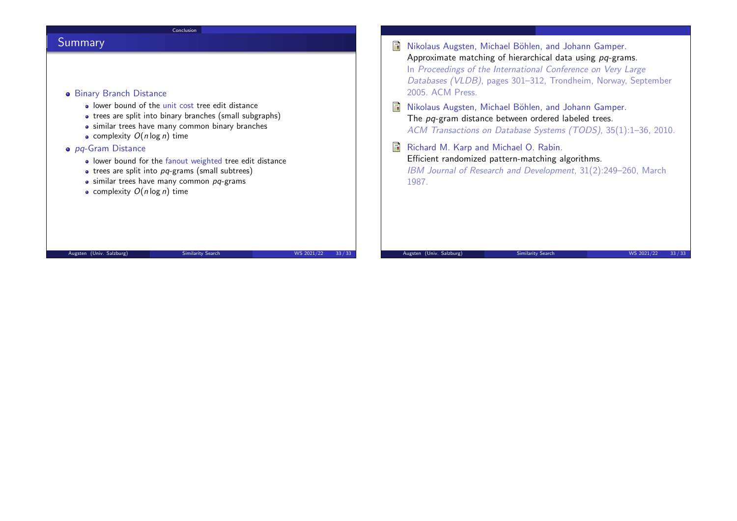## Summary

- Binary Branch Distance
  - lower bound of the unit cost tree edit distance
  - trees are split into binary branches (small subgraphs)
  - similar trees have many common binary branches
  - complexity $O(n \log n)$ time
- *pq*-Gram Distance
  - lower bound for the fanout weighted tree edit distance
  - trees are split into *pq*-grams (small subtrees)
  - similar trees have many common *pq*-grams
  - complexity $O(n \log n)$ time

---

- Nikolaus Augsten, Michael Böhlen, and Johann Gamper.
  Approximate matching of hierarchical data using *pq*-grams.
  In *Proceedings of the International Conference on Very Large Databases (VLDB)*, pages 301–312, Trondheim, Norway, September 2005. ACM Press.
- Nikolaus Augsten, Michael Böhlen, and Johann Gamper.
  The *pq*-gram distance between ordered labeled trees.
  *ACM Transactions on Database Systems (TODS)*, 35(1):1–36, 2010.
- Richard M. Karp and Michael O. Rabin.
  Efficient randomized pattern-matching algorithms.
  *IBM Journal of Research and Development*, 31(2):249–260, March 1987.